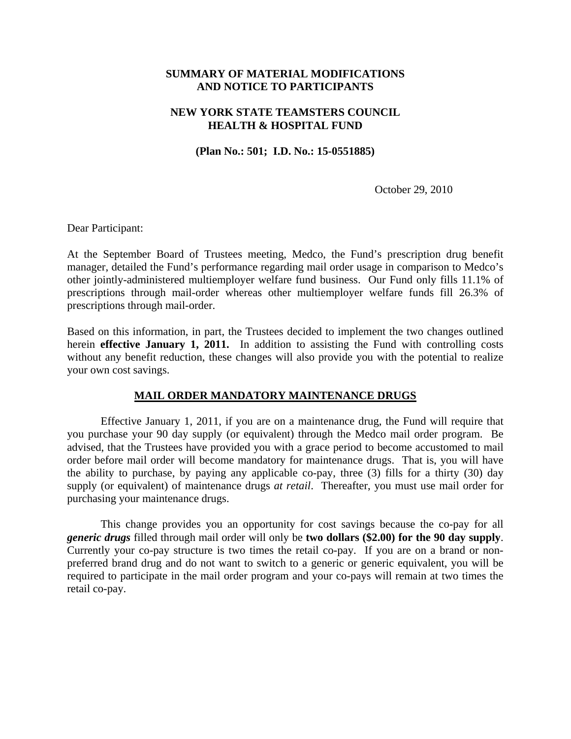# SUMMARY OF MATERIAL MODIFICATIONS AND NOTICE TO PARTICIPANTS

## NEW YORK STATE TEAMSTERS COUNCIL HEALTH & HOSPITAL FUND

**(Plan No.: 501; I.D. No.: 15-0551885)**

October 29, 2010

Dear Participant:

At the September Board of Trustees meeting, Medco, the Fund's prescription drug benefit manager, detailed the Fund's performance regarding mail order usage in comparison to Medco's other jointly-administered multiemployer welfare fund business. Our Fund only fills 11.1% of prescriptions through mail-order whereas other multiemployer welfare funds fill 26.3% of prescriptions through mail-order.

Based on this information, in part, the Trustees decided to implement the two changes outlined herein **effective January 1, 2011.** In addition to assisting the Fund with controlling costs without any benefit reduction, these changes will also provide you with the potential to realize your own cost savings.

## MAIL ORDER MANDATORY MAINTENANCE DRUGS

Effective January 1, 2011, if you are on a maintenance drug, the Fund will require that you purchase your 90 day supply (or equivalent) through the Medco mail order program. Be advised, that the Trustees have provided you with a grace period to become accustomed to mail order before mail order will become mandatory for maintenance drugs. That is, you will have the ability to purchase, by paying any applicable co-pay, three (3) fills for a thirty (30) day supply (or equivalent) of maintenance drugs *at retail*. Thereafter, you must use mail order for purchasing your maintenance drugs.

This change provides you an opportunity for cost savings because the co-pay for all ***generic drugs*** filled through mail order will only be **two dollars ($2.00) for the 90 day supply**. Currently your co-pay structure is two times the retail co-pay. If you are on a brand or non-preferred brand drug and do not want to switch to a generic or generic equivalent, you will be required to participate in the mail order program and your co-pays will remain at two times the retail co-pay.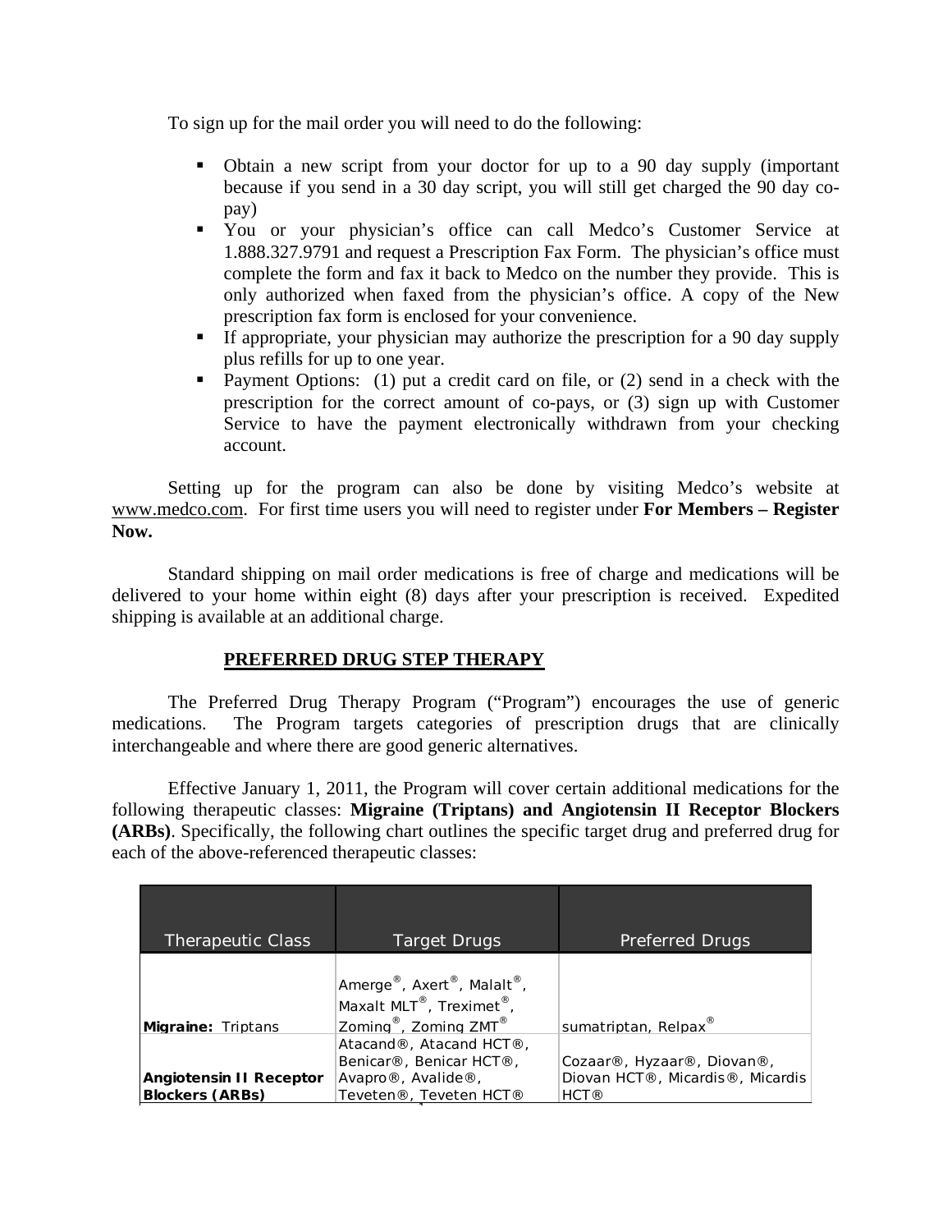To sign up for the mail order you will need to do the following:

- Obtain a new script from your doctor for up to a 90 day supply (important because if you send in a 30 day script, you will still get charged the 90 day co-pay)
- You or your physician's office can call Medco's Customer Service at 1.888.327.9791 and request a Prescription Fax Form. The physician's office must complete the form and fax it back to Medco on the number they provide. This is only authorized when faxed from the physician's office. A copy of the New prescription fax form is enclosed for your convenience.
- If appropriate, your physician may authorize the prescription for a 90 day supply plus refills for up to one year.
- Payment Options: (1) put a credit card on file, or (2) send in a check with the prescription for the correct amount of co-pays, or (3) sign up with Customer Service to have the payment electronically withdrawn from your checking account.

Setting up for the program can also be done by visiting Medco's website at www.medco.com. For first time users you will need to register under **For Members – Register Now.**

Standard shipping on mail order medications is free of charge and medications will be delivered to your home within eight (8) days after your prescription is received. Expedited shipping is available at an additional charge.

## PREFERRED DRUG STEP THERAPY

The Preferred Drug Therapy Program ("Program") encourages the use of generic medications. The Program targets categories of prescription drugs that are clinically interchangeable and where there are good generic alternatives.

Effective January 1, 2011, the Program will cover certain additional medications for the following therapeutic classes: **Migraine (Triptans) and Angiotensin II Receptor Blockers (ARBs)**. Specifically, the following chart outlines the specific target drug and preferred drug for each of the above-referenced therapeutic classes:

| Therapeutic Class | Target Drugs | Preferred Drugs |
|---|---|---|
| **Migraine:** Triptans | Amerge®, Axert®, Malalt®, Maxalt MLT®, Treximet®, Zoming®, Zoming ZMT® | sumatriptan, Relpax® |
| **Angiotensin II Receptor Blockers (ARBs)** | Atacand®, Atacand HCT®, Benicar®, Benicar HCT®, Avapro®, Avalide®, Teveten®, Teveten HCT® | Cozaar®, Hyzaar®, Diovan®, Diovan HCT®, Micardis®, Micardis HCT® |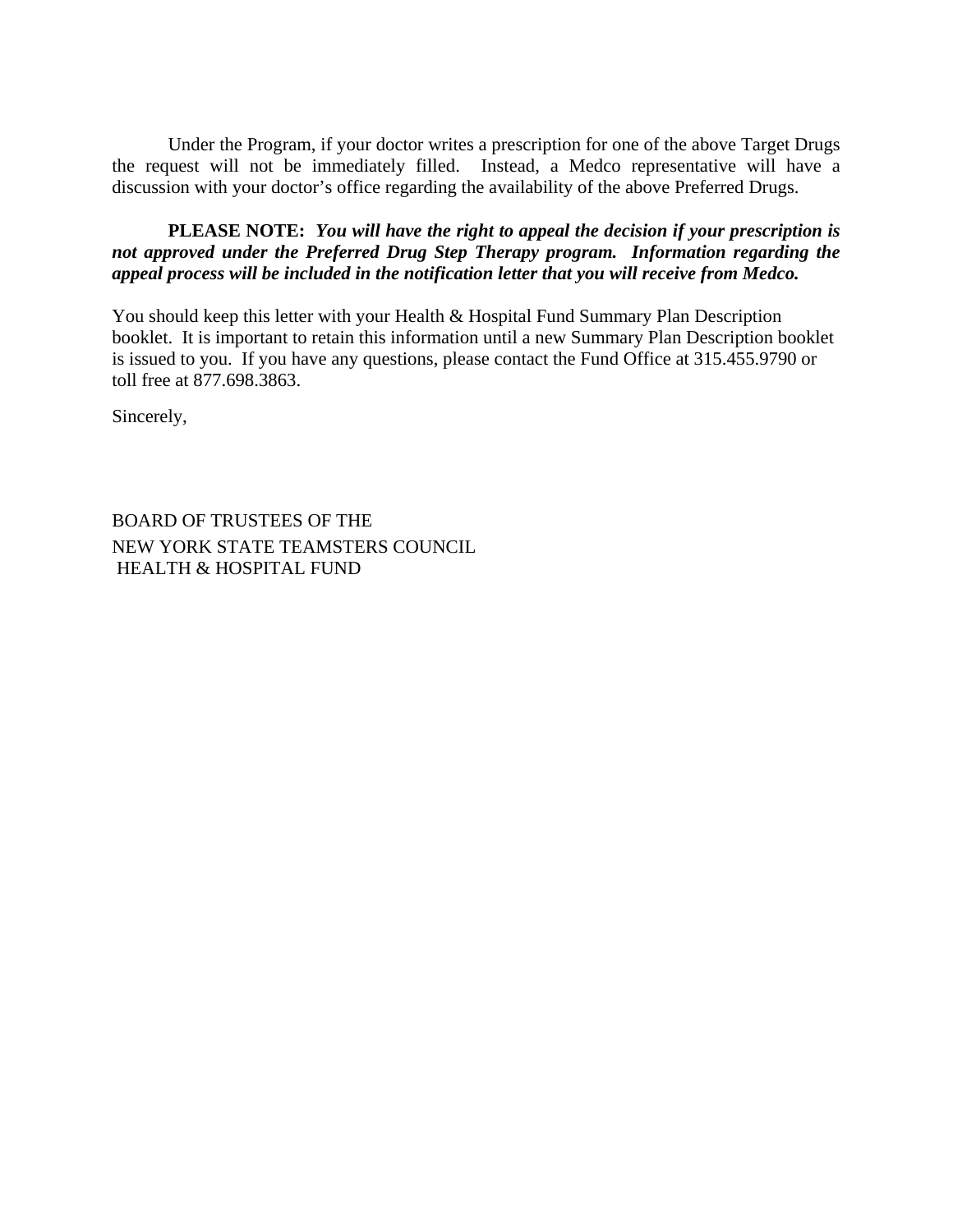Under the Program, if your doctor writes a prescription for one of the above Target Drugs the request will not be immediately filled.  Instead, a Medco representative will have a discussion with your doctor's office regarding the availability of the above Preferred Drugs.

**PLEASE NOTE:** ***You will have the right to appeal the decision if your prescription is not approved under the Preferred Drug Step Therapy program.  Information regarding the appeal process will be included in the notification letter that you will receive from Medco.***

You should keep this letter with your Health & Hospital Fund Summary Plan Description booklet.  It is important to retain this information until a new Summary Plan Description booklet is issued to you.  If you have any questions, please contact the Fund Office at 315.455.9790 or toll free at 877.698.3863.

Sincerely,

BOARD OF TRUSTEES OF THE
NEW YORK STATE TEAMSTERS COUNCIL
HEALTH & HOSPITAL FUND